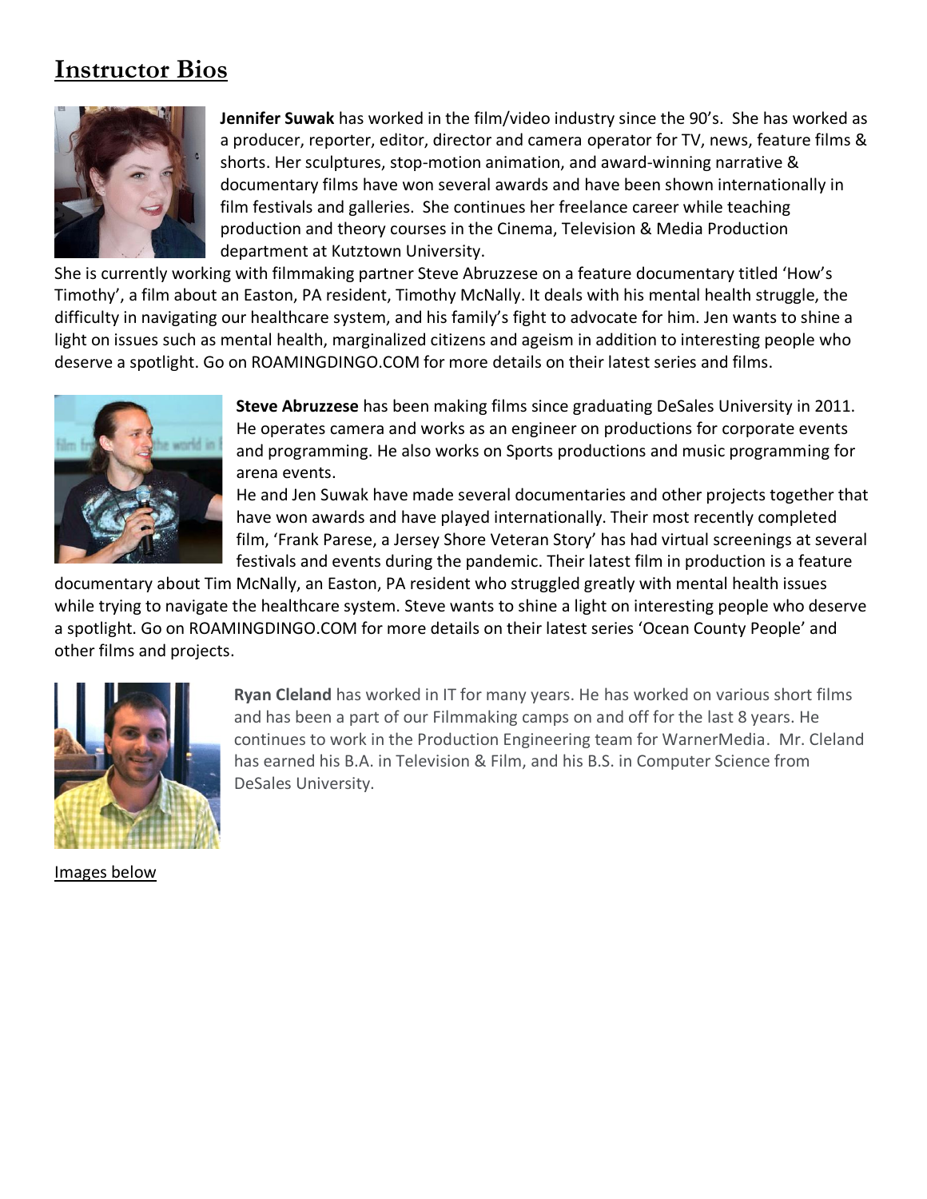## Instructor Bios

**Jennifer Suwak** has worked in the film/video industry since the 90's. She has worked as a producer, reporter, editor, director and camera operator for TV, news, feature films & shorts. Her sculptures, stop-motion animation, and award-winning narrative & documentary films have won several awards and have been shown internationally in film festivals and galleries. She continues her freelance career while teaching production and theory courses in the Cinema, Television & Media Production department at Kutztown University.
She is currently working with filmmaking partner Steve Abruzzese on a feature documentary titled 'How's Timothy', a film about an Easton, PA resident, Timothy McNally. It deals with his mental health struggle, the difficulty in navigating our healthcare system, and his family's fight to advocate for him. Jen wants to shine a light on issues such as mental health, marginalized citizens and ageism in addition to interesting people who deserve a spotlight. Go on ROAMINGDINGO.COM for more details on their latest series and films.

**Steve Abruzzese** has been making films since graduating DeSales University in 2011. He operates camera and works as an engineer on productions for corporate events and programming. He also works on Sports productions and music programming for arena events.
He and Jen Suwak have made several documentaries and other projects together that have won awards and have played internationally. Their most recently completed film, 'Frank Parese, a Jersey Shore Veteran Story' has had virtual screenings at several festivals and events during the pandemic. Their latest film in production is a feature documentary about Tim McNally, an Easton, PA resident who struggled greatly with mental health issues while trying to navigate the healthcare system. Steve wants to shine a light on interesting people who deserve a spotlight. Go on ROAMINGDINGO.COM for more details on their latest series 'Ocean County People' and other films and projects.

**Ryan Cleland** has worked in IT for many years. He has worked on various short films and has been a part of our Filmmaking camps on and off for the last 8 years. He continues to work in the Production Engineering team for WarnerMedia. Mr. Cleland has earned his B.A. in Television & Film, and his B.S. in Computer Science from DeSales University.

Images below